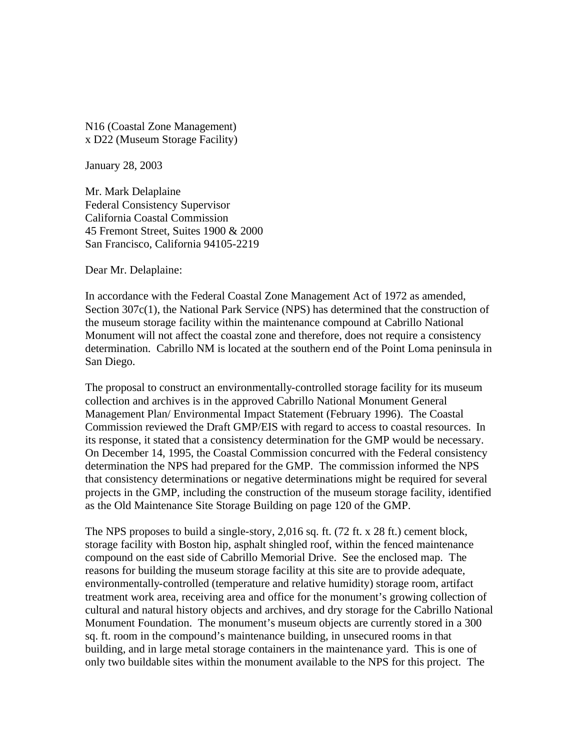N16 (Coastal Zone Management)
x D22 (Museum Storage Facility)

January 28, 2003

Mr. Mark Delaplaine
Federal Consistency Supervisor
California Coastal Commission
45 Fremont Street, Suites 1900 & 2000
San Francisco, California 94105-2219

Dear Mr. Delaplaine:

In accordance with the Federal Coastal Zone Management Act of 1972 as amended, Section 307c(1), the National Park Service (NPS) has determined that the construction of the museum storage facility within the maintenance compound at Cabrillo National Monument will not affect the coastal zone and therefore, does not require a consistency determination. Cabrillo NM is located at the southern end of the Point Loma peninsula in San Diego.

The proposal to construct an environmentally-controlled storage facility for its museum collection and archives is in the approved Cabrillo National Monument General Management Plan/ Environmental Impact Statement (February 1996). The Coastal Commission reviewed the Draft GMP/EIS with regard to access to coastal resources. In its response, it stated that a consistency determination for the GMP would be necessary. On December 14, 1995, the Coastal Commission concurred with the Federal consistency determination the NPS had prepared for the GMP. The commission informed the NPS that consistency determinations or negative determinations might be required for several projects in the GMP, including the construction of the museum storage facility, identified as the Old Maintenance Site Storage Building on page 120 of the GMP.

The NPS proposes to build a single-story, 2,016 sq. ft. (72 ft. x 28 ft.) cement block, storage facility with Boston hip, asphalt shingled roof, within the fenced maintenance compound on the east side of Cabrillo Memorial Drive. See the enclosed map. The reasons for building the museum storage facility at this site are to provide adequate, environmentally-controlled (temperature and relative humidity) storage room, artifact treatment work area, receiving area and office for the monument's growing collection of cultural and natural history objects and archives, and dry storage for the Cabrillo National Monument Foundation. The monument's museum objects are currently stored in a 300 sq. ft. room in the compound's maintenance building, in unsecured rooms in that building, and in large metal storage containers in the maintenance yard. This is one of only two buildable sites within the monument available to the NPS for this project. The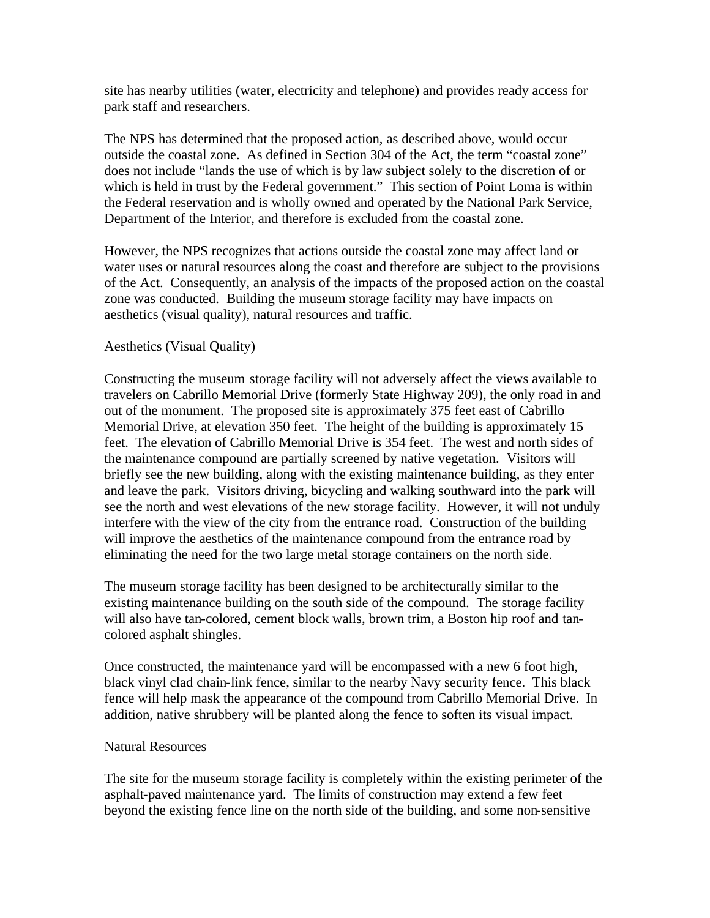site has nearby utilities (water, electricity and telephone) and provides ready access for park staff and researchers.

The NPS has determined that the proposed action, as described above, would occur outside the coastal zone. As defined in Section 304 of the Act, the term "coastal zone" does not include "lands the use of which is by law subject solely to the discretion of or which is held in trust by the Federal government." This section of Point Loma is within the Federal reservation and is wholly owned and operated by the National Park Service, Department of the Interior, and therefore is excluded from the coastal zone.

However, the NPS recognizes that actions outside the coastal zone may affect land or water uses or natural resources along the coast and therefore are subject to the provisions of the Act. Consequently, an analysis of the impacts of the proposed action on the coastal zone was conducted. Building the museum storage facility may have impacts on aesthetics (visual quality), natural resources and traffic.

<u>Aesthetics</u> (Visual Quality)

Constructing the museum storage facility will not adversely affect the views available to travelers on Cabrillo Memorial Drive (formerly State Highway 209), the only road in and out of the monument. The proposed site is approximately 375 feet east of Cabrillo Memorial Drive, at elevation 350 feet. The height of the building is approximately 15 feet. The elevation of Cabrillo Memorial Drive is 354 feet. The west and north sides of the maintenance compound are partially screened by native vegetation. Visitors will briefly see the new building, along with the existing maintenance building, as they enter and leave the park. Visitors driving, bicycling and walking southward into the park will see the north and west elevations of the new storage facility. However, it will not unduly interfere with the view of the city from the entrance road. Construction of the building will improve the aesthetics of the maintenance compound from the entrance road by eliminating the need for the two large metal storage containers on the north side.

The museum storage facility has been designed to be architecturally similar to the existing maintenance building on the south side of the compound. The storage facility will also have tan-colored, cement block walls, brown trim, a Boston hip roof and tan-colored asphalt shingles.

Once constructed, the maintenance yard will be encompassed with a new 6 foot high, black vinyl clad chain-link fence, similar to the nearby Navy security fence. This black fence will help mask the appearance of the compound from Cabrillo Memorial Drive. In addition, native shrubbery will be planted along the fence to soften its visual impact.

<u>Natural Resources</u>

The site for the museum storage facility is completely within the existing perimeter of the asphalt-paved maintenance yard. The limits of construction may extend a few feet beyond the existing fence line on the north side of the building, and some non-sensitive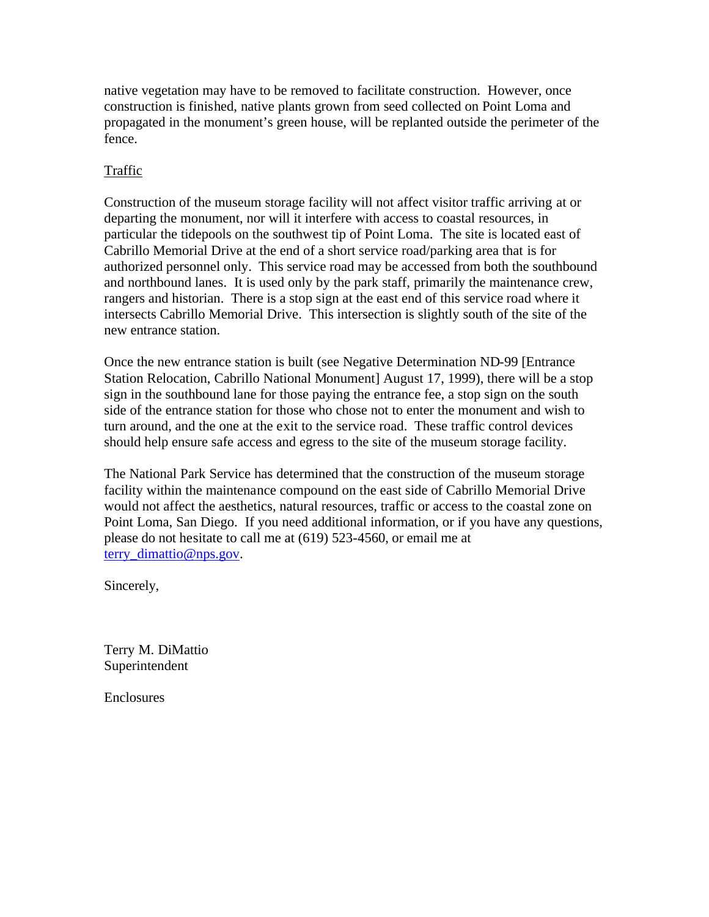native vegetation may have to be removed to facilitate construction. However, once construction is finished, native plants grown from seed collected on Point Loma and propagated in the monument's green house, will be replanted outside the perimeter of the fence.

<u>Traffic</u>

Construction of the museum storage facility will not affect visitor traffic arriving at or departing the monument, nor will it interfere with access to coastal resources, in particular the tidepools on the southwest tip of Point Loma. The site is located east of Cabrillo Memorial Drive at the end of a short service road/parking area that is for authorized personnel only. This service road may be accessed from both the southbound and northbound lanes. It is used only by the park staff, primarily the maintenance crew, rangers and historian. There is a stop sign at the east end of this service road where it intersects Cabrillo Memorial Drive. This intersection is slightly south of the site of the new entrance station.

Once the new entrance station is built (see Negative Determination ND-99 [Entrance Station Relocation, Cabrillo National Monument] August 17, 1999), there will be a stop sign in the southbound lane for those paying the entrance fee, a stop sign on the south side of the entrance station for those who chose not to enter the monument and wish to turn around, and the one at the exit to the service road. These traffic control devices should help ensure safe access and egress to the site of the museum storage facility.

The National Park Service has determined that the construction of the museum storage facility within the maintenance compound on the east side of Cabrillo Memorial Drive would not affect the aesthetics, natural resources, traffic or access to the coastal zone on Point Loma, San Diego. If you need additional information, or if you have any questions, please do not hesitate to call me at (619) 523-4560, or email me at terry_dimattio@nps.gov.

Sincerely,

Terry M. DiMattio
Superintendent

Enclosures